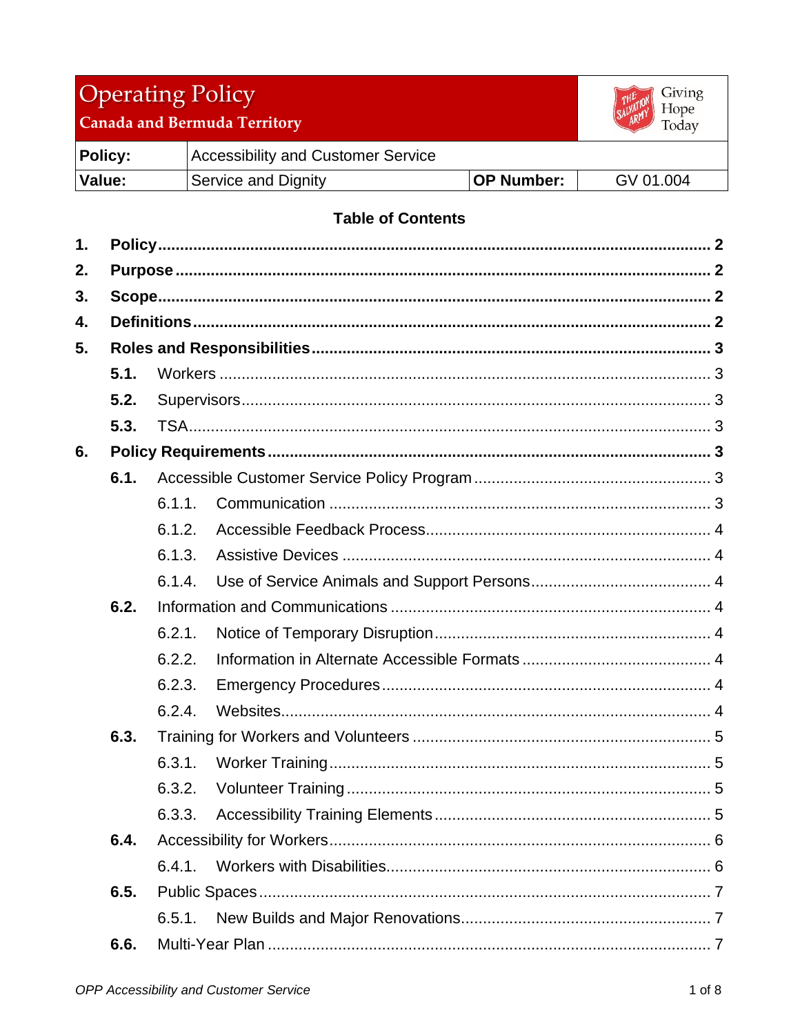# Operating Policy

**Canada and Bermuda Territory**

Giving Hope Today

| **Policy:** | Accessibility and Customer Service | | |
|---|---|---|---|
| **Value:** | Service and Dignity | **OP Number:** | GV 01.004 |

## Table of Contents

1. **Policy** ........ 2
2. **Purpose** ........ 2
3. **Scope** ........ 2
4. **Definitions** ........ 2
5. **Roles and Responsibilities** ........ 3
   - **5.1.** Workers ........ 3
   - **5.2.** Supervisors ........ 3
   - **5.3.** TSA ........ 3
6. **Policy Requirements** ........ 3
   - **6.1.** Accessible Customer Service Policy Program ........ 3
     - 6.1.1. Communication ........ 3
     - 6.1.2. Accessible Feedback Process ........ 4
     - 6.1.3. Assistive Devices ........ 4
     - 6.1.4. Use of Service Animals and Support Persons ........ 4
   - **6.2.** Information and Communications ........ 4
     - 6.2.1. Notice of Temporary Disruption ........ 4
     - 6.2.2. Information in Alternate Accessible Formats ........ 4
     - 6.2.3. Emergency Procedures ........ 4
     - 6.2.4. Websites ........ 4
   - **6.3.** Training for Workers and Volunteers ........ 5
     - 6.3.1. Worker Training ........ 5
     - 6.3.2. Volunteer Training ........ 5
     - 6.3.3. Accessibility Training Elements ........ 5
   - **6.4.** Accessibility for Workers ........ 6
     - 6.4.1. Workers with Disabilities ........ 6
   - **6.5.** Public Spaces ........ 7
     - 6.5.1. New Builds and Major Renovations ........ 7
   - **6.6.** Multi-Year Plan ........ 7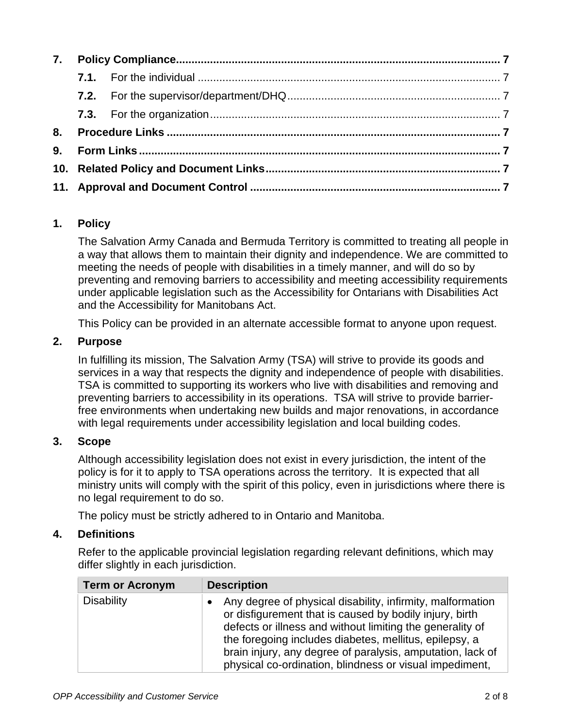| | | |
|---|---|---|
| **7.** | **Policy Compliance** | **7** |
| **7.1.** | For the individual | 7 |
| **7.2.** | For the supervisor/department/DHQ | 7 |
| **7.3.** | For the organization | 7 |
| **8.** | **Procedure Links** | **7** |
| **9.** | **Form Links** | **7** |
| **10.** | **Related Policy and Document Links** | **7** |
| **11.** | **Approval and Document Control** | **7** |

## 1. Policy

The Salvation Army Canada and Bermuda Territory is committed to treating all people in a way that allows them to maintain their dignity and independence. We are committed to meeting the needs of people with disabilities in a timely manner, and will do so by preventing and removing barriers to accessibility and meeting accessibility requirements under applicable legislation such as the Accessibility for Ontarians with Disabilities Act and the Accessibility for Manitobans Act.

This Policy can be provided in an alternate accessible format to anyone upon request.

## 2. Purpose

In fulfilling its mission, The Salvation Army (TSA) will strive to provide its goods and services in a way that respects the dignity and independence of people with disabilities. TSA is committed to supporting its workers who live with disabilities and removing and preventing barriers to accessibility in its operations. TSA will strive to provide barrier-free environments when undertaking new builds and major renovations, in accordance with legal requirements under accessibility legislation and local building codes.

## 3. Scope

Although accessibility legislation does not exist in every jurisdiction, the intent of the policy is for it to apply to TSA operations across the territory. It is expected that all ministry units will comply with the spirit of this policy, even in jurisdictions where there is no legal requirement to do so.

The policy must be strictly adhered to in Ontario and Manitoba.

## 4. Definitions

Refer to the applicable provincial legislation regarding relevant definitions, which may differ slightly in each jurisdiction.

| Term or Acronym | Description |
|---|---|
| Disability | • Any degree of physical disability, infirmity, malformation or disfigurement that is caused by bodily injury, birth defects or illness and without limiting the generality of the foregoing includes diabetes, mellitus, epilepsy, a brain injury, any degree of paralysis, amputation, lack of physical co-ordination, blindness or visual impediment, |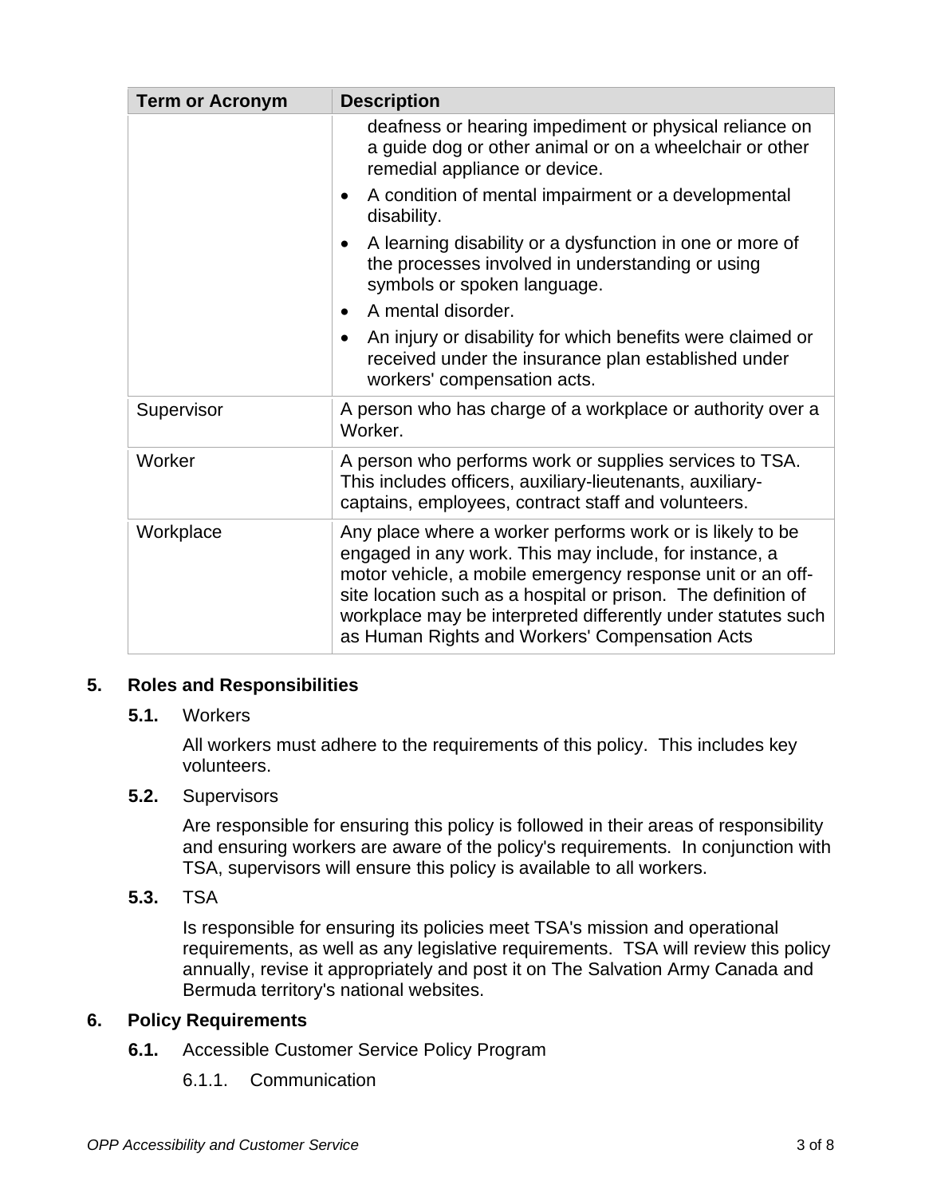| Term or Acronym | Description |
| --- | --- |
| | deafness or hearing impediment or physical reliance on a guide dog or other animal or on a wheelchair or other remedial appliance or device.<br>• A condition of mental impairment or a developmental disability.<br>• A learning disability or a dysfunction in one or more of the processes involved in understanding or using symbols or spoken language.<br>• A mental disorder.<br>• An injury or disability for which benefits were claimed or received under the insurance plan established under workers' compensation acts. |
| Supervisor | A person who has charge of a workplace or authority over a Worker. |
| Worker | A person who performs work or supplies services to TSA. This includes officers, auxiliary-lieutenants, auxiliary-captains, employees, contract staff and volunteers. |
| Workplace | Any place where a worker performs work or is likely to be engaged in any work. This may include, for instance, a motor vehicle, a mobile emergency response unit or an off-site location such as a hospital or prison. The definition of workplace may be interpreted differently under statutes such as Human Rights and Workers' Compensation Acts |

## 5. Roles and Responsibilities

**5.1.** Workers

All workers must adhere to the requirements of this policy. This includes key volunteers.

**5.2.** Supervisors

Are responsible for ensuring this policy is followed in their areas of responsibility and ensuring workers are aware of the policy's requirements. In conjunction with TSA, supervisors will ensure this policy is available to all workers.

**5.3.** TSA

Is responsible for ensuring its policies meet TSA's mission and operational requirements, as well as any legislative requirements. TSA will review this policy annually, revise it appropriately and post it on The Salvation Army Canada and Bermuda territory's national websites.

## 6. Policy Requirements

**6.1.** Accessible Customer Service Policy Program

6.1.1. Communication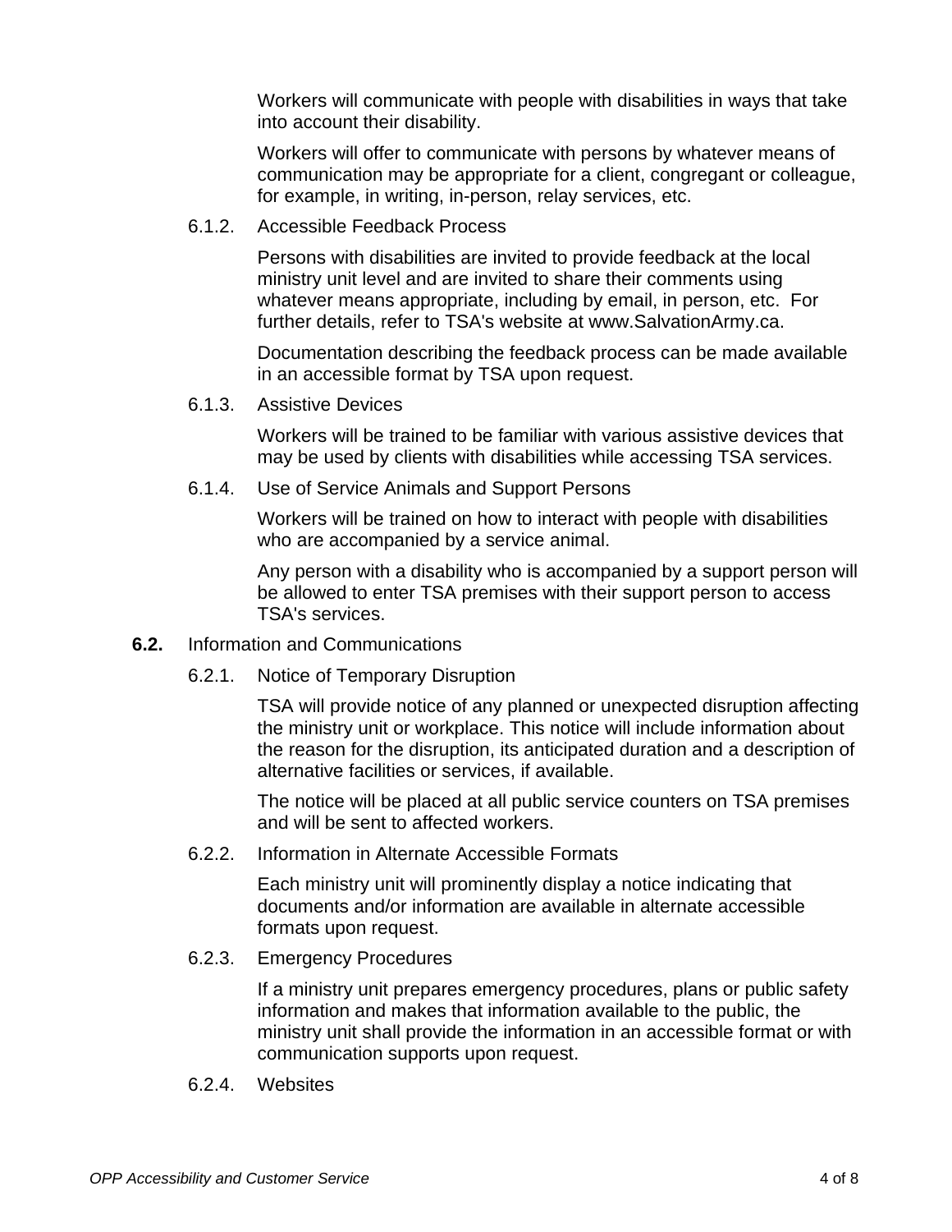Workers will communicate with people with disabilities in ways that take into account their disability.

Workers will offer to communicate with persons by whatever means of communication may be appropriate for a client, congregant or colleague, for example, in writing, in-person, relay services, etc.

6.1.2. Accessible Feedback Process

Persons with disabilities are invited to provide feedback at the local ministry unit level and are invited to share their comments using whatever means appropriate, including by email, in person, etc. For further details, refer to TSA's website at www.SalvationArmy.ca.

Documentation describing the feedback process can be made available in an accessible format by TSA upon request.

6.1.3. Assistive Devices

Workers will be trained to be familiar with various assistive devices that may be used by clients with disabilities while accessing TSA services.

6.1.4. Use of Service Animals and Support Persons

Workers will be trained on how to interact with people with disabilities who are accompanied by a service animal.

Any person with a disability who is accompanied by a support person will be allowed to enter TSA premises with their support person to access TSA's services.

**6.2.** Information and Communications

6.2.1. Notice of Temporary Disruption

TSA will provide notice of any planned or unexpected disruption affecting the ministry unit or workplace. This notice will include information about the reason for the disruption, its anticipated duration and a description of alternative facilities or services, if available.

The notice will be placed at all public service counters on TSA premises and will be sent to affected workers.

6.2.2. Information in Alternate Accessible Formats

Each ministry unit will prominently display a notice indicating that documents and/or information are available in alternate accessible formats upon request.

6.2.3. Emergency Procedures

If a ministry unit prepares emergency procedures, plans or public safety information and makes that information available to the public, the ministry unit shall provide the information in an accessible format or with communication supports upon request.

6.2.4. Websites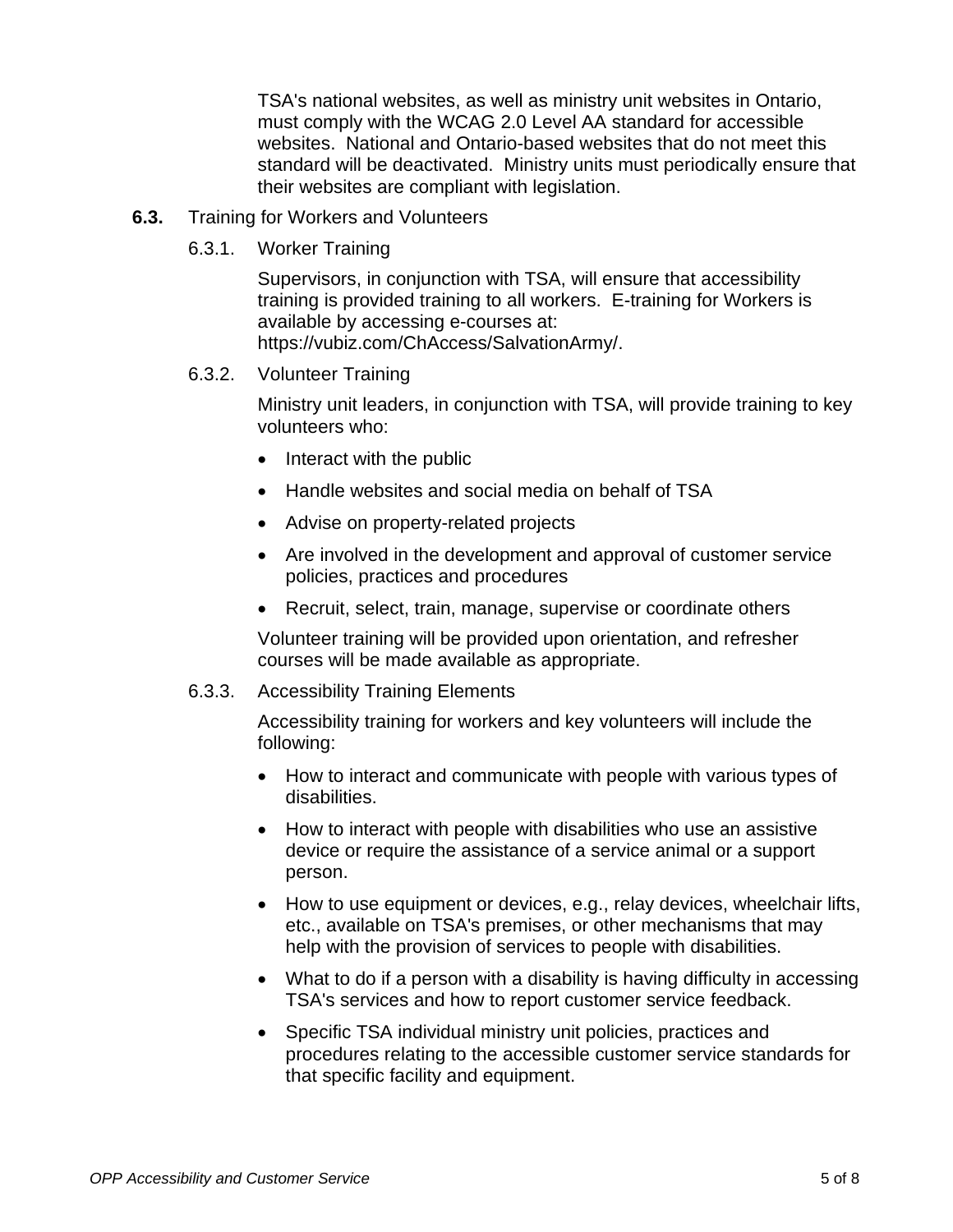TSA's national websites, as well as ministry unit websites in Ontario, must comply with the WCAG 2.0 Level AA standard for accessible websites. National and Ontario-based websites that do not meet this standard will be deactivated. Ministry units must periodically ensure that their websites are compliant with legislation.

**6.3.** Training for Workers and Volunteers

6.3.1. Worker Training

Supervisors, in conjunction with TSA, will ensure that accessibility training is provided training to all workers. E-training for Workers is available by accessing e-courses at: https://vubiz.com/ChAccess/SalvationArmy/.

6.3.2. Volunteer Training

Ministry unit leaders, in conjunction with TSA, will provide training to key volunteers who:

- Interact with the public
- Handle websites and social media on behalf of TSA
- Advise on property-related projects
- Are involved in the development and approval of customer service policies, practices and procedures
- Recruit, select, train, manage, supervise or coordinate others

Volunteer training will be provided upon orientation, and refresher courses will be made available as appropriate.

6.3.3. Accessibility Training Elements

Accessibility training for workers and key volunteers will include the following:

- How to interact and communicate with people with various types of disabilities.
- How to interact with people with disabilities who use an assistive device or require the assistance of a service animal or a support person.
- How to use equipment or devices, e.g., relay devices, wheelchair lifts, etc., available on TSA's premises, or other mechanisms that may help with the provision of services to people with disabilities.
- What to do if a person with a disability is having difficulty in accessing TSA's services and how to report customer service feedback.
- Specific TSA individual ministry unit policies, practices and procedures relating to the accessible customer service standards for that specific facility and equipment.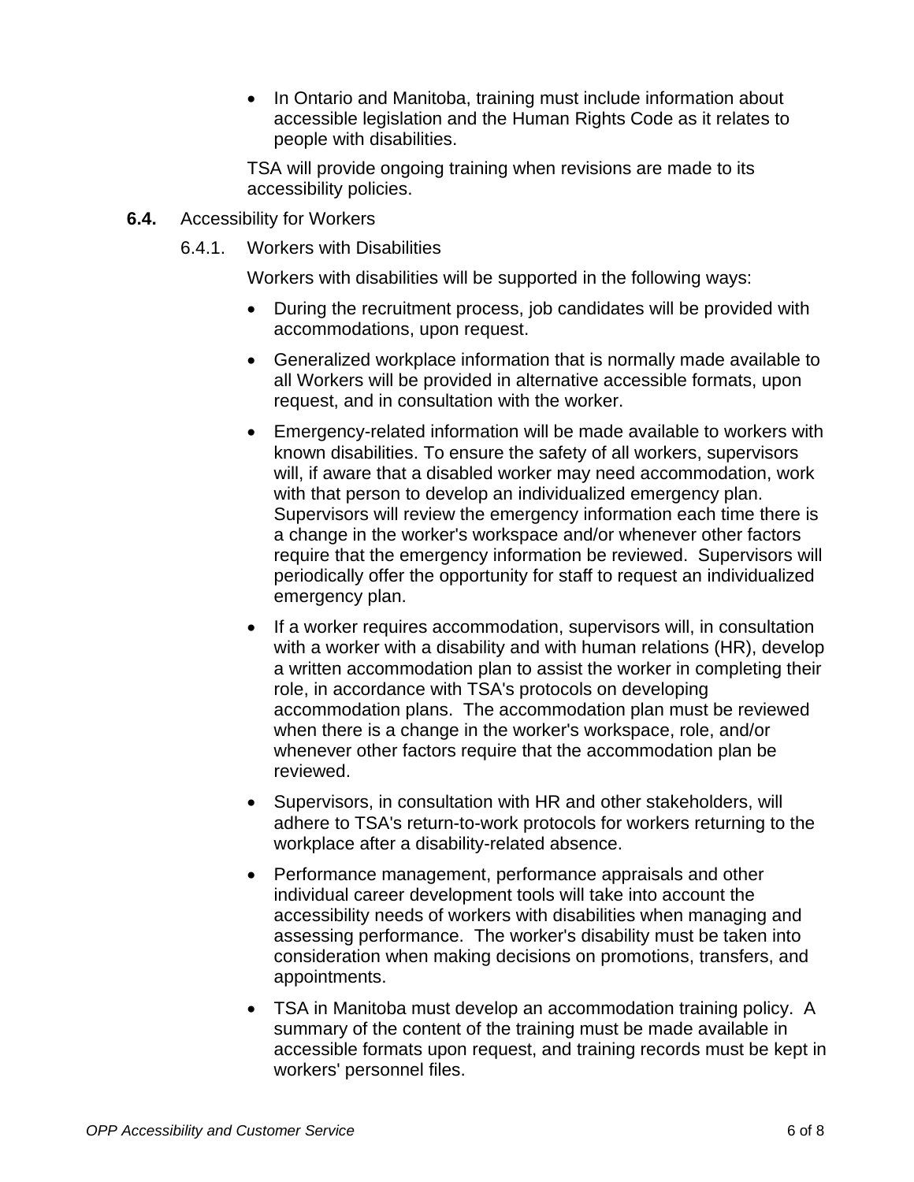- In Ontario and Manitoba, training must include information about accessible legislation and the Human Rights Code as it relates to people with disabilities.

TSA will provide ongoing training when revisions are made to its accessibility policies.

**6.4.** Accessibility for Workers

6.4.1. Workers with Disabilities

Workers with disabilities will be supported in the following ways:

- During the recruitment process, job candidates will be provided with accommodations, upon request.
- Generalized workplace information that is normally made available to all Workers will be provided in alternative accessible formats, upon request, and in consultation with the worker.
- Emergency-related information will be made available to workers with known disabilities. To ensure the safety of all workers, supervisors will, if aware that a disabled worker may need accommodation, work with that person to develop an individualized emergency plan. Supervisors will review the emergency information each time there is a change in the worker's workspace and/or whenever other factors require that the emergency information be reviewed. Supervisors will periodically offer the opportunity for staff to request an individualized emergency plan.
- If a worker requires accommodation, supervisors will, in consultation with a worker with a disability and with human relations (HR), develop a written accommodation plan to assist the worker in completing their role, in accordance with TSA's protocols on developing accommodation plans. The accommodation plan must be reviewed when there is a change in the worker's workspace, role, and/or whenever other factors require that the accommodation plan be reviewed.
- Supervisors, in consultation with HR and other stakeholders, will adhere to TSA's return-to-work protocols for workers returning to the workplace after a disability-related absence.
- Performance management, performance appraisals and other individual career development tools will take into account the accessibility needs of workers with disabilities when managing and assessing performance. The worker's disability must be taken into consideration when making decisions on promotions, transfers, and appointments.
- TSA in Manitoba must develop an accommodation training policy. A summary of the content of the training must be made available in accessible formats upon request, and training records must be kept in workers' personnel files.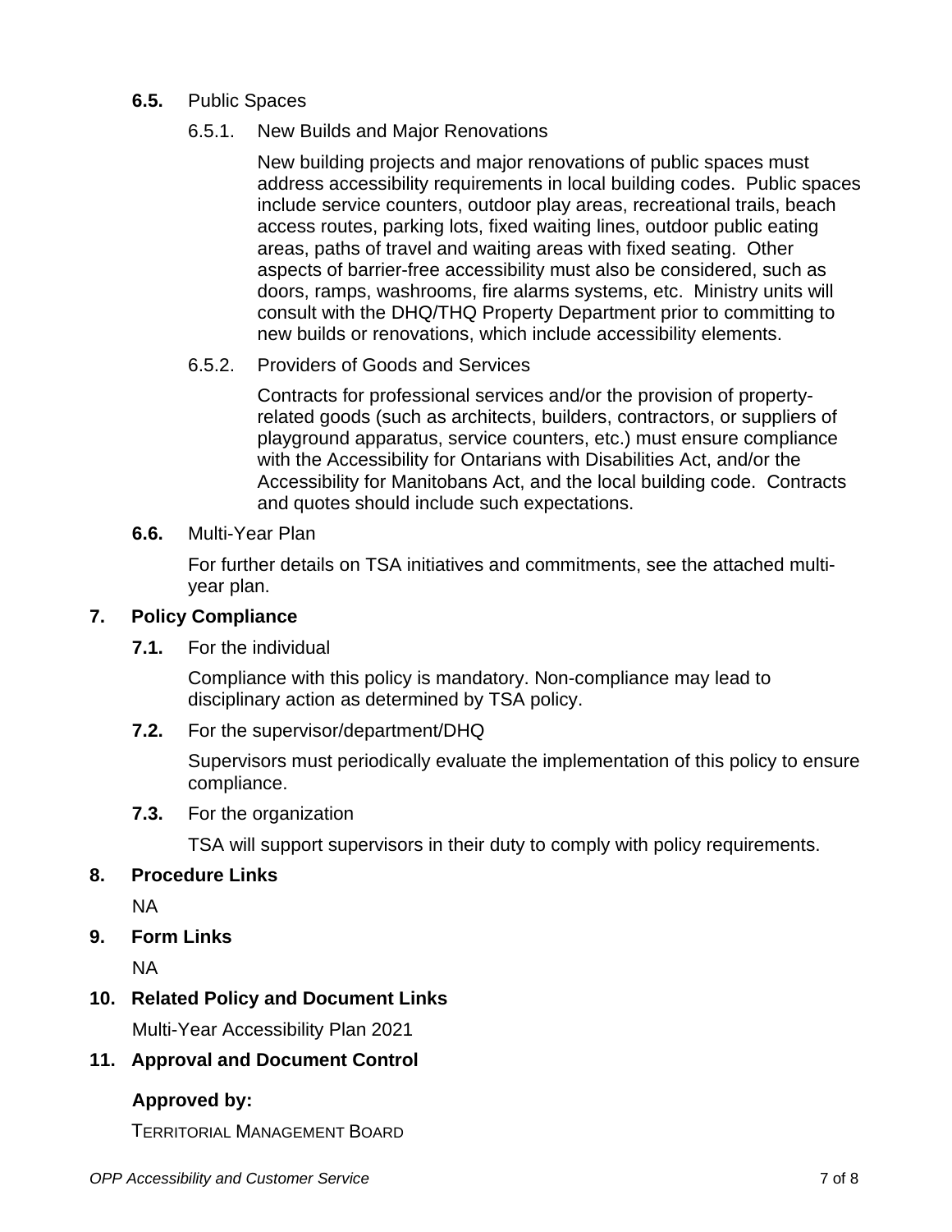**6.5.** Public Spaces

6.5.1. New Builds and Major Renovations

New building projects and major renovations of public spaces must address accessibility requirements in local building codes. Public spaces include service counters, outdoor play areas, recreational trails, beach access routes, parking lots, fixed waiting lines, outdoor public eating areas, paths of travel and waiting areas with fixed seating. Other aspects of barrier-free accessibility must also be considered, such as doors, ramps, washrooms, fire alarms systems, etc. Ministry units will consult with the DHQ/THQ Property Department prior to committing to new builds or renovations, which include accessibility elements.

6.5.2. Providers of Goods and Services

Contracts for professional services and/or the provision of property-related goods (such as architects, builders, contractors, or suppliers of playground apparatus, service counters, etc.) must ensure compliance with the Accessibility for Ontarians with Disabilities Act, and/or the Accessibility for Manitobans Act, and the local building code. Contracts and quotes should include such expectations.

**6.6.** Multi-Year Plan

For further details on TSA initiatives and commitments, see the attached multi-year plan.

## 7. Policy Compliance

**7.1.** For the individual

Compliance with this policy is mandatory. Non-compliance may lead to disciplinary action as determined by TSA policy.

**7.2.** For the supervisor/department/DHQ

Supervisors must periodically evaluate the implementation of this policy to ensure compliance.

**7.3.** For the organization

TSA will support supervisors in their duty to comply with policy requirements.

## 8. Procedure Links

NA

## 9. Form Links

NA

## 10. Related Policy and Document Links

Multi-Year Accessibility Plan 2021

## 11. Approval and Document Control

**Approved by:**

TERRITORIAL MANAGEMENT BOARD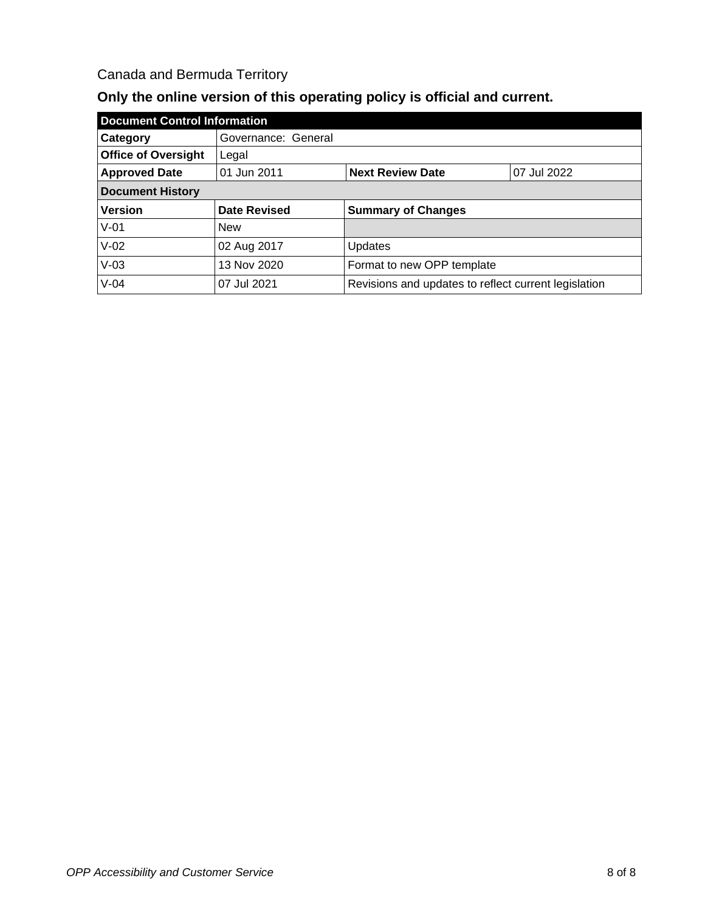Canada and Bermuda Territory

**Only the online version of this operating policy is official and current.**

| **Document Control Information** | | | |
|---|---|---|---|
| **Category** | Governance: General | | |
| **Office of Oversight** | Legal | | |
| **Approved Date** | 01 Jun 2011 | **Next Review Date** | 07 Jul 2022 |
| **Document History** | | | |
| **Version** | **Date Revised** | **Summary of Changes** | |
| V-01 | New | | |
| V-02 | 02 Aug 2017 | Updates | |
| V-03 | 13 Nov 2020 | Format to new OPP template | |
| V-04 | 07 Jul 2021 | Revisions and updates to reflect current legislation | |